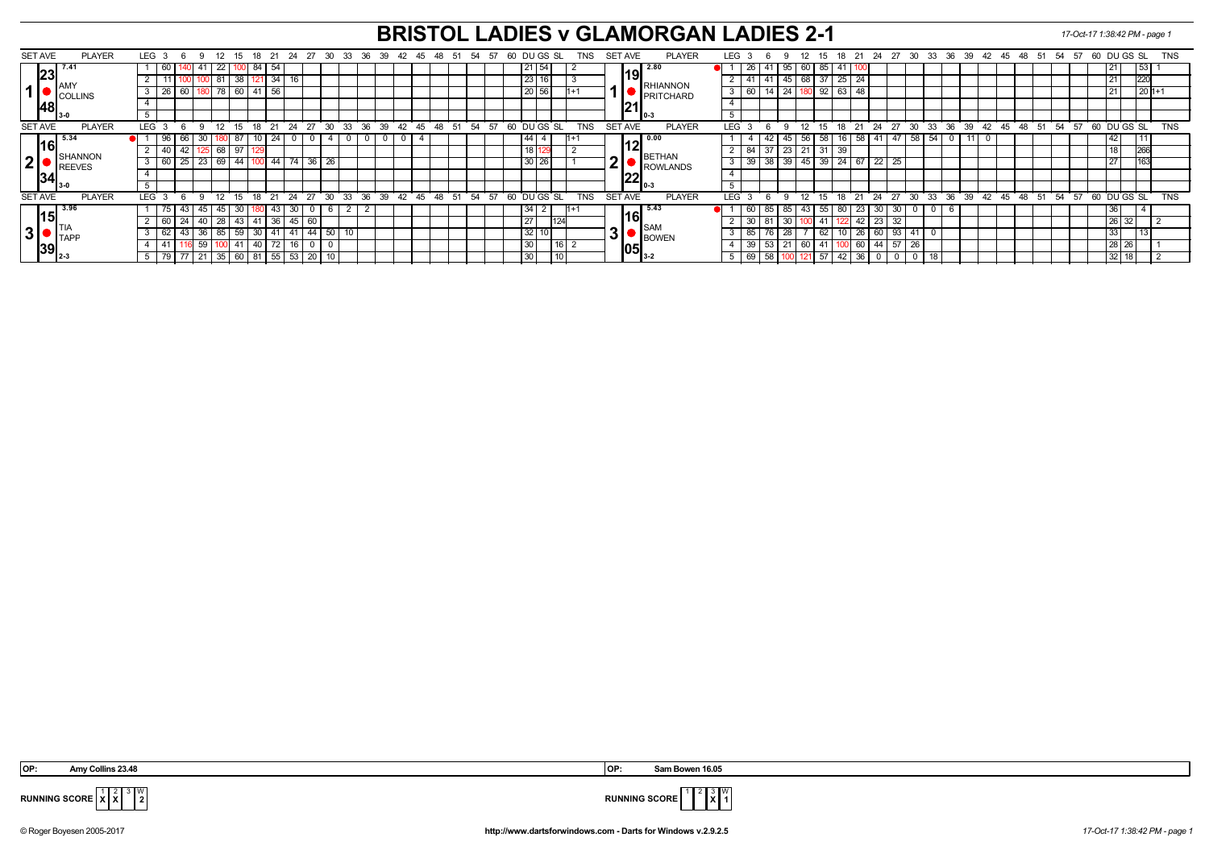# BRISTOL LADIES v GLAMORGAN LADIES 2-1

| SET AVE | PLAYER | LEG | 3 | 6 | 9 | 12 | 15 | 18 | 21 | 24 | 27 | 30 | 33 | 36 | 39 | 42 | 45 | 48 | 51 | 54 | 57 | 60 | DU | GS | SL | TNS | SET AVE | PLAYER | LEG | 3 | 6 | 9 | 12 | 15 | 18 | 21 | 24 | 27 | 30 | 33 | 36 | 39 | 42 | 45 | 48 | 51 | 54 | 57 | 60 | DU | GS | SL | TNS |
|---|---|---|---|---|---|---|---|---|---|---|---|---|---|---|---|---|---|---|---|---|---|---|---|---|---|---|---|---|---|---|---|---|---|---|---|---|---|---|---|---|---|---|---|---|---|---|---|---|---|---|---|---|
| 7.41 / 23.48 | 1 AMY COLLINS 3-0 | 1 | 60 | 140 | 41 | 22 | 100 | 84 | 54 | | | | | | | | | | | | | | 21 | 54 | | 2 | 2.80 / 19.21 | 1 RHIANNON PRITCHARD 0-3 | 1 | 26 | 41 | 95 | 60 | 85 | 41 | 100 | | | | | | | | | | | | | | 21 | | 53 | 1 |
| | | 2 | 11 | 100 | 100 | 81 | 38 | 121 | 34 | 16 | | | | | | | | | | | | | 23 | 16 | | 3 | | | 2 | 41 | 41 | 45 | 68 | 37 | 25 | 24 | | | | | | | | | | | | | | 21 | | 220 | |
| | | 3 | 26 | 60 | 180 | 78 | 60 | 41 | 56 | | | | | | | | | | | | | | 20 | 56 | | 1+1 | | | 3 | 60 | 14 | 24 | 180 | 92 | 63 | 48 | | | | | | | | | | | | | | 21 | | 20 | 1+1 |
| | | 4 | | | | | | | | | | | | | | | | | | | | | | | | | | | 4 | | | | | | | | | | | | | | | | | | | | | | | | |
| | | 5 | | | | | | | | | | | | | | | | | | | | | | | | | | | 5 | | | | | | | | | | | | | | | | | | | | | | | | |
| 5.34 / 16.34 | 2 SHANNON REEVES 3-0 | 1 | 96 | 66 | 30 | 180 | 87 | 10 | 24 | 0 | 0 | 4 | 0 | 0 | 0 | 0 | 4 | | | | | | 44 | 4 | | 1+1 | 0.00 / 12.22 | 2 BETHAN ROWLANDS 0-3 | 1 | 4 | 42 | 45 | 56 | 58 | 16 | 58 | 41 | 47 | 58 | 54 | 0 | 11 | 0 | | | | | | | 42 | | 11 | |
| | | 2 | 40 | 42 | 125 | 68 | 97 | 129 | | | | | | | | | | | | | | | 18 | 129 | | 2 | | | 2 | 84 | 37 | 23 | 21 | 31 | 39 | | | | | | | | | | | | | | | 18 | | 266 | |
| | | 3 | 60 | 25 | 23 | 69 | 44 | 100 | 44 | 74 | 36 | 26 | | | | | | | | | | | 30 | 26 | | 1 | | | 3 | 39 | 38 | 39 | 45 | 39 | 24 | 67 | 22 | 25 | | | | | | | | | | | | 27 | | 163 | |
| | | 4 | | | | | | | | | | | | | | | | | | | | | | | | | | | 4 | | | | | | | | | | | | | | | | | | | | | | | | |
| | | 5 | | | | | | | | | | | | | | | | | | | | | | | | | | | 5 | | | | | | | | | | | | | | | | | | | | | | | | |
| 3.96 / 15.39 | 3 TIA TAPP 2-3 | 1 | 75 | 43 | 45 | 45 | 30 | 180 | 43 | 30 | 0 | 6 | 2 | 2 | | | | | | | | | 34 | 2 | | 1+1 | 5.43 / 16.05 | 3 SAM BOWEN 3-2 | 1 | 60 | 85 | 85 | 43 | 55 | 80 | 23 | 30 | 30 | 0 | 0 | 6 | | | | | | | | | 36 | | 4 | |
| | | 2 | 60 | 24 | 40 | 28 | 43 | 41 | 36 | 45 | 60 | | | | | | | | | | | | 27 | | 124 | | | | 2 | 30 | 81 | 30 | 100 | 41 | 122 | 42 | 23 | 32 | | | | | | | | | | | | 26 | 32 | | 2 |
| | | 3 | 62 | 43 | 36 | 85 | 59 | 30 | 41 | 41 | 44 | 50 | 10 | | | | | | | | | | 32 | 10 | | | | | 3 | 85 | 76 | 28 | 7 | 62 | 10 | 26 | 60 | 93 | 41 | 0 | | | | | | | | | | 33 | | 13 | |
| | | 4 | 41 | 116 | 59 | 100 | 41 | 40 | 72 | 16 | 0 | 0 | | | | | | | | | | | 30 | | 16 | 2 | | | 4 | 39 | 53 | 21 | 60 | 41 | 100 | 60 | 44 | 57 | 26 | | | | | | | | | | | 28 | 26 | | 1 |
| | | 5 | 79 | 77 | 21 | 35 | 60 | 81 | 55 | 53 | 20 | 10 | | | | | | | | | | | 30 | | 10 | | | | 5 | 69 | 58 | 100 | 121 | 57 | 42 | 36 | 0 | 0 | 0 | 18 | | | | | | | | | | 32 | 18 | | 2 |

OP: Amy Collins 23.48

OP: Sam Bowen 16.05

RUNNING SCORE

| | 1 | 2 | 3 | W |
|---|---|---|---|---|
| BRISTOL | X | X | | 2 |
| GLAMORGAN | | | X | 1 |

© Roger Boyesen 2005-2017 — http://www.dartsforwindows.com - Darts for Windows v.2.9.2.5 — 17-Oct-17 1:38:42 PM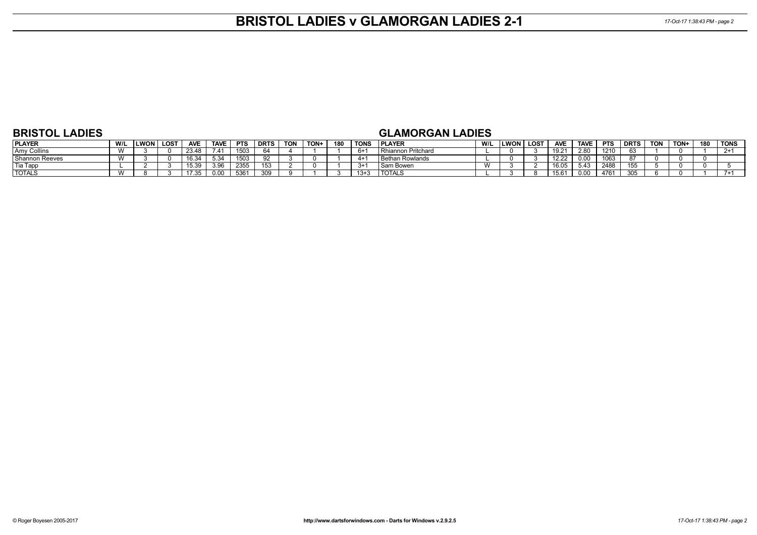# BRISTOL LADIES v GLAMORGAN LADIES 2-1

## BRISTOL LADIES

| PLAYER | W/L | LWON | LOST | AVE | TAVE | PTS | DRTS | TON | TON+ | 180 | TONS |
|---|---|---|---|---|---|---|---|---|---|---|---|
| Amy Collins | W | 3 | 0 | 23.48 | 7.41 | 1503 | 64 | 4 | 1 | 1 | 6+1 |
| Shannon Reeves | W | 3 | 0 | 16.34 | 5.34 | 1503 | 92 | 3 | 0 | 1 | 4+1 |
| Tia Tapp | L | 2 | 3 | 15.39 | 3.96 | 2355 | 153 | 2 | 0 | 1 | 3+1 |
| TOTALS | W | 8 | 3 | 17.35 | 0.00 | 5361 | 309 | 9 | 1 | 3 | 13+3 |

## GLAMORGAN LADIES

| PLAYER | W/L | LWON | LOST | AVE | TAVE | PTS | DRTS | TON | TON+ | 180 | TONS |
|---|---|---|---|---|---|---|---|---|---|---|---|
| Rhiannon Pritchard | L | 0 | 3 | 19.21 | 2.80 | 1210 | 63 | 1 | 0 | 1 | 2+1 |
| Bethan Rowlands | L | 0 | 3 | 12.22 | 0.00 | 1063 | 87 | 0 | 0 | 0 | |
| Sam Bowen | W | 3 | 2 | 16.05 | 5.43 | 2488 | 155 | 5 | 0 | 0 | 5 |
| TOTALS | L | 3 | 8 | 15.61 | 0.00 | 4761 | 305 | 6 | 0 | 1 | 7+1 |